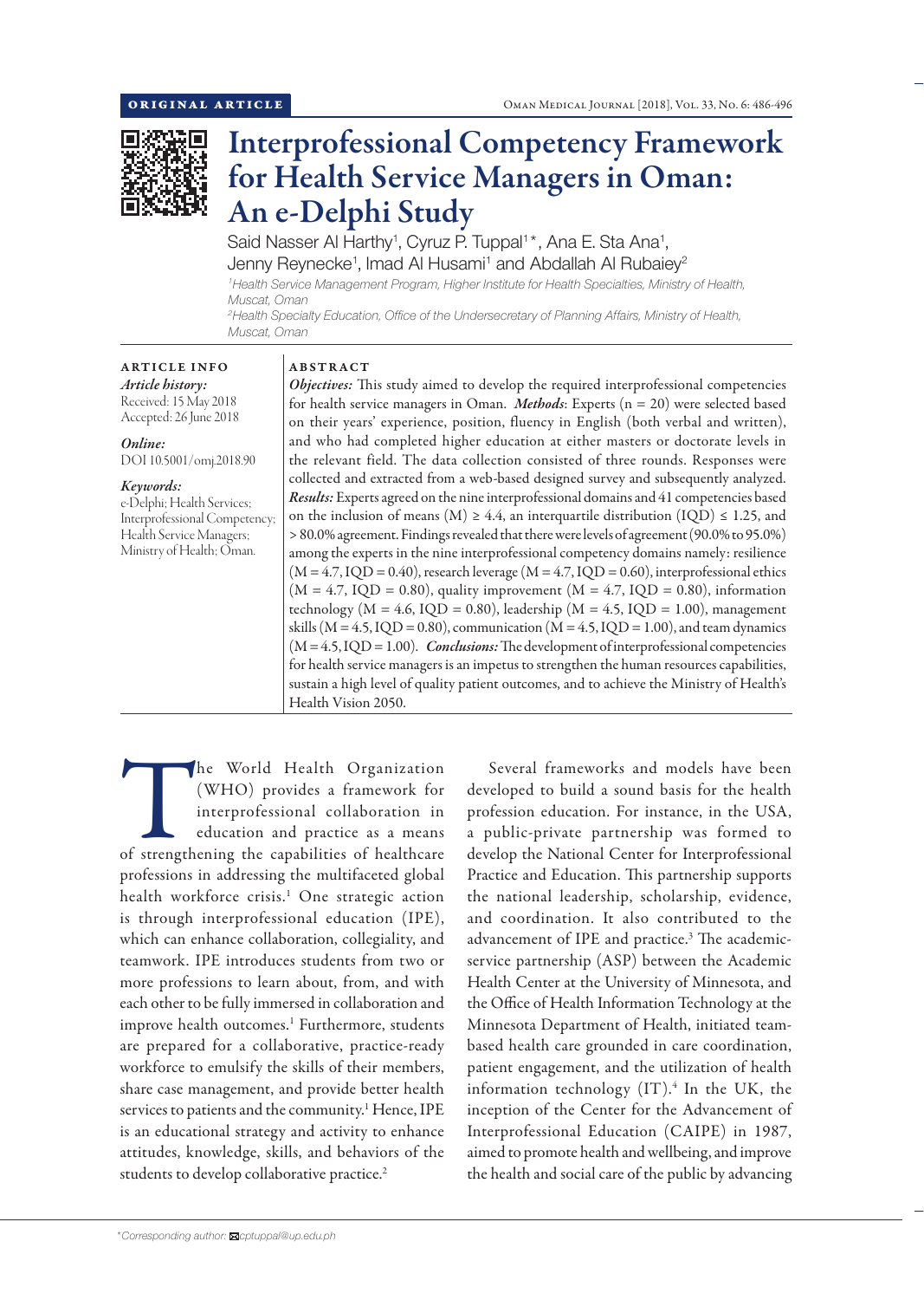ORIGINAL ARTICLE

# Interprofessional Competency Framework for Health Service Managers in Oman: An e-Delphi Study

Said Nasser Al Harthy[1], Cyruz P. Tuppal[1]*, Ana E. Sta Ana[1], Jenny Reynecke[1], Imad Al Husami[1] and Abdallah Al Rubaiey[2]

[1]Health Service Management Program, Higher Institute for Health Specialties, Ministry of Health, Muscat, Oman

[2]Health Specialty Education, Office of the Undersecretary of Planning Affairs, Ministry of Health, Muscat, Oman

**ARTICLE INFO**

*Article history:*
Received: 15 May 2018
Accepted: 26 June 2018

*Online:*
DOI 10.5001/omj.2018.90

*Keywords:*
e-Delphi; Health Services; Interprofessional Competency; Health Service Managers; Ministry of Health; Oman.

**ABSTRACT**

***Objectives:*** This study aimed to develop the required interprofessional competencies for health service managers in Oman. ***Methods***: Experts (n = 20) were selected based on their years' experience, position, fluency in English (both verbal and written), and who had completed higher education at either masters or doctorate levels in the relevant field. The data collection consisted of three rounds. Responses were collected and extracted from a web-based designed survey and subsequently analyzed. ***Results:*** Experts agreed on the nine interprofessional domains and 41 competencies based on the inclusion of means (M) ≥ 4.4, an interquartile distribution (IQD) ≤ 1.25, and > 80.0% agreement. Findings revealed that there were levels of agreement (90.0% to 95.0%) among the experts in the nine interprofessional competency domains namely: resilience (M = 4.7, IQD = 0.40), research leverage (M = 4.7, IQD = 0.60), interprofessional ethics (M = 4.7, IQD = 0.80), quality improvement (M = 4.7, IQD = 0.80), information technology (M = 4.6, IQD = 0.80), leadership (M = 4.5, IQD = 1.00), management skills (M = 4.5, IQD = 0.80), communication (M = 4.5, IQD = 1.00), and team dynamics (M = 4.5, IQD = 1.00). ***Conclusions:*** The development of interprofessional competencies for health service managers is an impetus to strengthen the human resources capabilities, sustain a high level of quality patient outcomes, and to achieve the Ministry of Health's Health Vision 2050.

The World Health Organization (WHO) provides a framework for interprofessional collaboration in education and practice as a means of strengthening the capabilities of healthcare professions in addressing the multifaceted global health workforce crisis.[1] One strategic action is through interprofessional education (IPE), which can enhance collaboration, collegiality, and teamwork. IPE introduces students from two or more professions to learn about, from, and with each other to be fully immersed in collaboration and improve health outcomes.[1] Furthermore, students are prepared for a collaborative, practice-ready workforce to emulsify the skills of their members, share case management, and provide better health services to patients and the community.[1] Hence, IPE is an educational strategy and activity to enhance attitudes, knowledge, skills, and behaviors of the students to develop collaborative practice.[2]

Several frameworks and models have been developed to build a sound basis for the health profession education. For instance, in the USA, a public-private partnership was formed to develop the National Center for Interprofessional Practice and Education. This partnership supports the national leadership, scholarship, evidence, and coordination. It also contributed to the advancement of IPE and practice.[3] The academic-service partnership (ASP) between the Academic Health Center at the University of Minnesota, and the Office of Health Information Technology at the Minnesota Department of Health, initiated team-based health care grounded in care coordination, patient engagement, and the utilization of health information technology (IT).[4] In the UK, the inception of the Center for the Advancement of Interprofessional Education (CAIPE) in 1987, aimed to promote health and wellbeing, and improve the health and social care of the public by advancing

*Corresponding author: cptuppal@up.edu.ph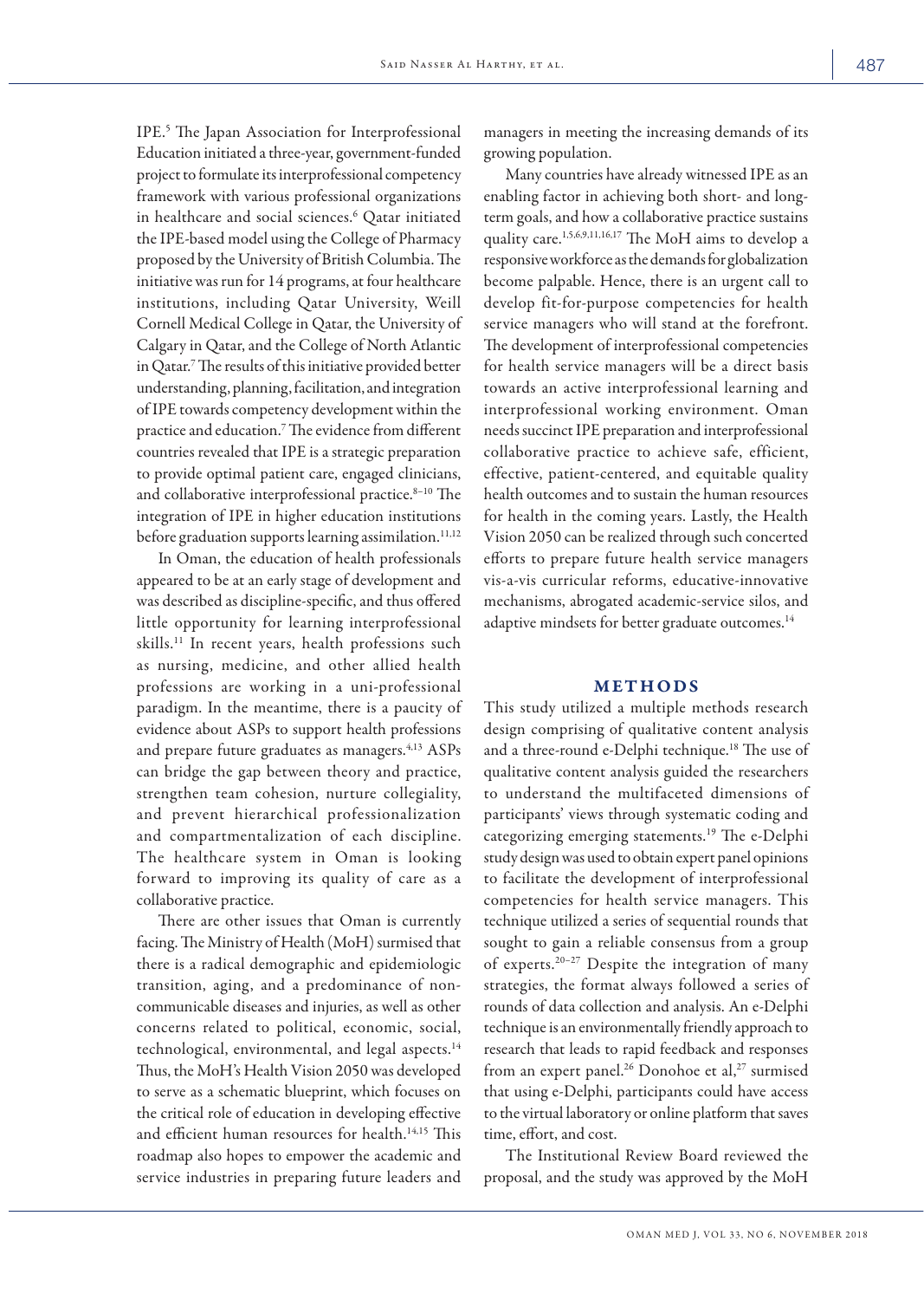IPE.[5] The Japan Association for Interprofessional Education initiated a three-year, government-funded project to formulate its interprofessional competency framework with various professional organizations in healthcare and social sciences.[6] Qatar initiated the IPE-based model using the College of Pharmacy proposed by the University of British Columbia. The initiative was run for 14 programs, at four healthcare institutions, including Qatar University, Weill Cornell Medical College in Qatar, the University of Calgary in Qatar, and the College of North Atlantic in Qatar.[7] The results of this initiative provided better understanding, planning, facilitation, and integration of IPE towards competency development within the practice and education.[7] The evidence from different countries revealed that IPE is a strategic preparation to provide optimal patient care, engaged clinicians, and collaborative interprofessional practice.[8–10] The integration of IPE in higher education institutions before graduation supports learning assimilation.[11,12]

In Oman, the education of health professionals appeared to be at an early stage of development and was described as discipline-specific, and thus offered little opportunity for learning interprofessional skills.[11] In recent years, health professions such as nursing, medicine, and other allied health professions are working in a uni-professional paradigm. In the meantime, there is a paucity of evidence about ASPs to support health professions and prepare future graduates as managers.[4,13] ASPs can bridge the gap between theory and practice, strengthen team cohesion, nurture collegiality, and prevent hierarchical professionalization and compartmentalization of each discipline. The healthcare system in Oman is looking forward to improving its quality of care as a collaborative practice.

There are other issues that Oman is currently facing. The Ministry of Health (MoH) surmised that there is a radical demographic and epidemiologic transition, aging, and a predominance of non-communicable diseases and injuries, as well as other concerns related to political, economic, social, technological, environmental, and legal aspects.[14] Thus, the MoH's Health Vision 2050 was developed to serve as a schematic blueprint, which focuses on the critical role of education in developing effective and efficient human resources for health.[14,15] This roadmap also hopes to empower the academic and service industries in preparing future leaders and managers in meeting the increasing demands of its growing population.

Many countries have already witnessed IPE as an enabling factor in achieving both short- and long-term goals, and how a collaborative practice sustains quality care.[1,5,6,9,11,16,17] The MoH aims to develop a responsive workforce as the demands for globalization become palpable. Hence, there is an urgent call to develop fit-for-purpose competencies for health service managers who will stand at the forefront. The development of interprofessional competencies for health service managers will be a direct basis towards an active interprofessional learning and interprofessional working environment. Oman needs succinct IPE preparation and interprofessional collaborative practice to achieve safe, efficient, effective, patient-centered, and equitable quality health outcomes and to sustain the human resources for health in the coming years. Lastly, the Health Vision 2050 can be realized through such concerted efforts to prepare future health service managers vis-a-vis curricular reforms, educative-innovative mechanisms, abrogated academic-service silos, and adaptive mindsets for better graduate outcomes.[14]

## METHODS

This study utilized a multiple methods research design comprising of qualitative content analysis and a three-round e-Delphi technique.[18] The use of qualitative content analysis guided the researchers to understand the multifaceted dimensions of participants' views through systematic coding and categorizing emerging statements.[19] The e-Delphi study design was used to obtain expert panel opinions to facilitate the development of interprofessional competencies for health service managers. This technique utilized a series of sequential rounds that sought to gain a reliable consensus from a group of experts.[20–27] Despite the integration of many strategies, the format always followed a series of rounds of data collection and analysis. An e-Delphi technique is an environmentally friendly approach to research that leads to rapid feedback and responses from an expert panel.[26] Donohoe et al,[27] surmised that using e-Delphi, participants could have access to the virtual laboratory or online platform that saves time, effort, and cost.

The Institutional Review Board reviewed the proposal, and the study was approved by the MoH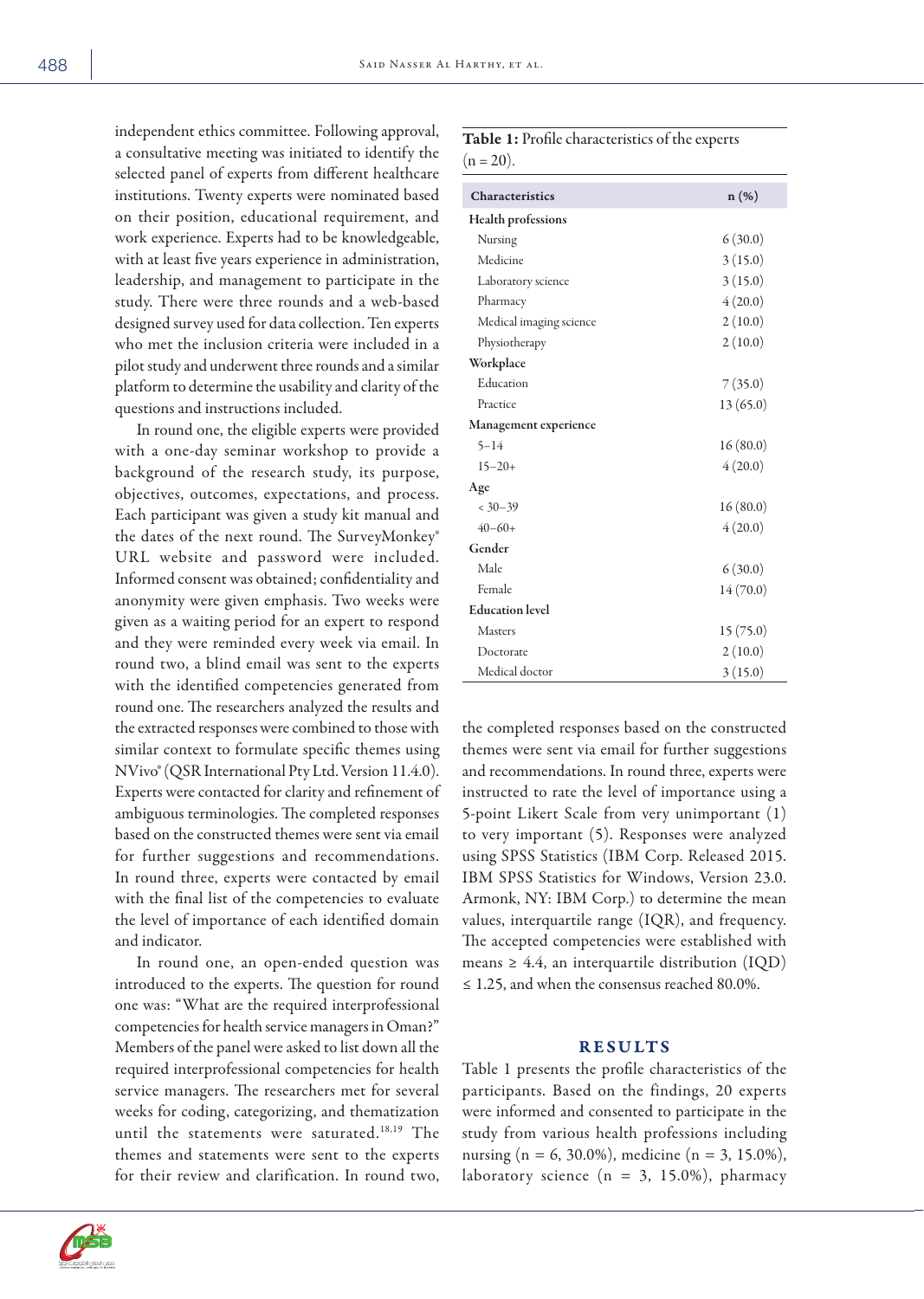independent ethics committee. Following approval, a consultative meeting was initiated to identify the selected panel of experts from different healthcare institutions. Twenty experts were nominated based on their position, educational requirement, and work experience. Experts had to be knowledgeable, with at least five years experience in administration, leadership, and management to participate in the study. There were three rounds and a web-based designed survey used for data collection. Ten experts who met the inclusion criteria were included in a pilot study and underwent three rounds and a similar platform to determine the usability and clarity of the questions and instructions included.

In round one, the eligible experts were provided with a one-day seminar workshop to provide a background of the research study, its purpose, objectives, outcomes, expectations, and process. Each participant was given a study kit manual and the dates of the next round. The SurveyMonkey® URL website and password were included. Informed consent was obtained; confidentiality and anonymity were given emphasis. Two weeks were given as a waiting period for an expert to respond and they were reminded every week via email. In round two, a blind email was sent to the experts with the identified competencies generated from round one. The researchers analyzed the results and the extracted responses were combined to those with similar context to formulate specific themes using NVivo® (QSR International Pty Ltd. Version 11.4.0). Experts were contacted for clarity and refinement of ambiguous terminologies. The completed responses based on the constructed themes were sent via email for further suggestions and recommendations. In round three, experts were contacted by email with the final list of the competencies to evaluate the level of importance of each identified domain and indicator.

In round one, an open-ended question was introduced to the experts. The question for round one was: "What are the required interprofessional competencies for health service managers in Oman?" Members of the panel were asked to list down all the required interprofessional competencies for health service managers. The researchers met for several weeks for coding, categorizing, and thematization until the statements were saturated.[18,19] The themes and statements were sent to the experts for their review and clarification. In round two, the completed responses based on the constructed themes were sent via email for further suggestions and recommendations. In round three, experts were instructed to rate the level of importance using a 5-point Likert Scale from very unimportant (1) to very important (5). Responses were analyzed using SPSS Statistics (IBM Corp. Released 2015. IBM SPSS Statistics for Windows, Version 23.0. Armonk, NY: IBM Corp.) to determine the mean values, interquartile range (IQR), and frequency. The accepted competencies were established with means ≥ 4.4, an interquartile distribution (IQD) ≤ 1.25, and when the consensus reached 80.0%.

**Table 1:** Profile characteristics of the experts (n = 20).

| Characteristics | n (%) |
|---|---|
| **Health professions** | |
| Nursing | 6 (30.0) |
| Medicine | 3 (15.0) |
| Laboratory science | 3 (15.0) |
| Pharmacy | 4 (20.0) |
| Medical imaging science | 2 (10.0) |
| Physiotherapy | 2 (10.0) |
| **Workplace** | |
| Education | 7 (35.0) |
| Practice | 13 (65.0) |
| **Management experience** | |
| 5–14 | 16 (80.0) |
| 15–20+ | 4 (20.0) |
| **Age** | |
| < 30–39 | 16 (80.0) |
| 40–60+ | 4 (20.0) |
| **Gender** | |
| Male | 6 (30.0) |
| Female | 14 (70.0) |
| **Education level** | |
| Masters | 15 (75.0) |
| Doctorate | 2 (10.0) |
| Medical doctor | 3 (15.0) |

## RESULTS

Table 1 presents the profile characteristics of the participants. Based on the findings, 20 experts were informed and consented to participate in the study from various health professions including nursing (n = 6, 30.0%), medicine (n = 3, 15.0%), laboratory science (n = 3, 15.0%), pharmacy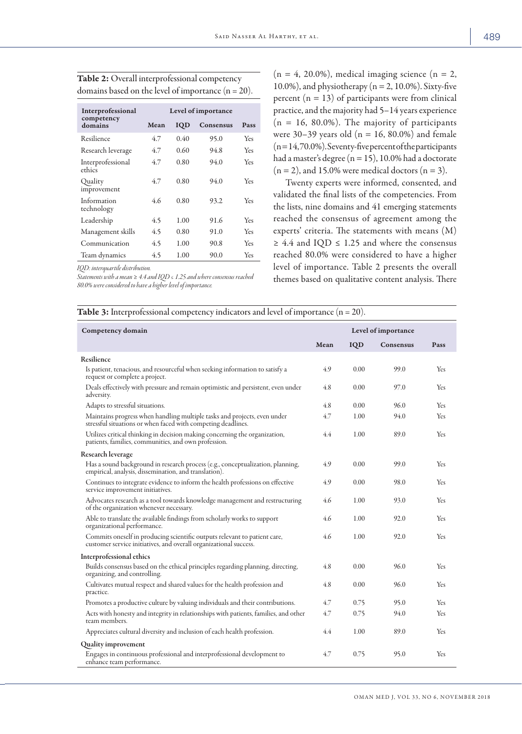**Table 2:** Overall interprofessional competency domains based on the level of importance (n = 20).

| Interprofessional competency domains | Level of importance | | | |
|---|---|---|---|---|
| | Mean | IQD | Consensus | Pass |
| Resilience | 4.7 | 0.40 | 95.0 | Yes |
| Research leverage | 4.7 | 0.60 | 94.8 | Yes |
| Interprofessional ethics | 4.7 | 0.80 | 94.0 | Yes |
| Quality improvement | 4.7 | 0.80 | 94.0 | Yes |
| Information technology | 4.6 | 0.80 | 93.2 | Yes |
| Leadership | 4.5 | 1.00 | 91.6 | Yes |
| Management skills | 4.5 | 0.80 | 91.0 | Yes |
| Communication | 4.5 | 1.00 | 90.8 | Yes |
| Team dynamics | 4.5 | 1.00 | 90.0 | Yes |

*IQD: interquartile distribution.*
*Statements with a mean ≥ 4.4 and IQD ≤ 1.25 and where consensus reached 80.0% were considered to have a higher level of importance.*

(n = 4, 20.0%), medical imaging science (n = 2, 10.0%), and physiotherapy (n = 2, 10.0%). Sixty-five percent (n = 13) of participants were from clinical practice, and the majority had 5–14 years experience (n = 16, 80.0%). The majority of participants were 30–39 years old (n = 16, 80.0%) and female (n = 14, 70.0%). Seventy-five percent of the participants had a master's degree (n = 15), 10.0% had a doctorate (n = 2), and 15.0% were medical doctors (n = 3).

Twenty experts were informed, consented, and validated the final lists of the competencies. From the lists, nine domains and 41 emerging statements reached the consensus of agreement among the experts' criteria. The statements with means (M) ≥ 4.4 and IQD ≤ 1.25 and where the consensus reached 80.0% were considered to have a higher level of importance. Table 2 presents the overall themes based on qualitative content analysis. There

**Table 3:** Interprofessional competency indicators and level of importance (n = 20).

| Competency domain | Level of importance | | | |
|---|---|---|---|---|
| | Mean | IQD | Consensus | Pass |
| **Resilience** | | | | |
| Is patient, tenacious, and resourceful when seeking information to satisfy a request or complete a project. | 4.9 | 0.00 | 99.0 | Yes |
| Deals effectively with pressure and remain optimistic and persistent, even under adversity. | 4.8 | 0.00 | 97.0 | Yes |
| Adapts to stressful situations. | 4.8 | 0.00 | 96.0 | Yes |
| Maintains progress when handling multiple tasks and projects, even under stressful situations or when faced with competing deadlines. | 4.7 | 1.00 | 94.0 | Yes |
| Utilizes critical thinking in decision making concerning the organization, patients, families, communities, and own profession. | 4.4 | 1.00 | 89.0 | Yes |
| **Research leverage** | | | | |
| Has a sound background in research process (e.g., conceptualization, planning, empirical, analysis, dissemination, and translation). | 4.9 | 0.00 | 99.0 | Yes |
| Continues to integrate evidence to inform the health professions on effective service improvement initiatives. | 4.9 | 0.00 | 98.0 | Yes |
| Advocates research as a tool towards knowledge management and restructuring of the organization whenever necessary. | 4.6 | 1.00 | 93.0 | Yes |
| Able to translate the available findings from scholarly works to support organizational performance. | 4.6 | 1.00 | 92.0 | Yes |
| Commits oneself in producing scientific outputs relevant to patient care, customer service initiatives, and overall organizational success. | 4.6 | 1.00 | 92.0 | Yes |
| **Interprofessional ethics** | | | | |
| Builds consensus based on the ethical principles regarding planning, directing, organizing, and controlling. | 4.8 | 0.00 | 96.0 | Yes |
| Cultivates mutual respect and shared values for the health profession and practice. | 4.8 | 0.00 | 96.0 | Yes |
| Promotes a productive culture by valuing individuals and their contributions. | 4.7 | 0.75 | 95.0 | Yes |
| Acts with honesty and integrity in relationships with patients, families, and other team members. | 4.7 | 0.75 | 94.0 | Yes |
| Appreciates cultural diversity and inclusion of each health profession. | 4.4 | 1.00 | 89.0 | Yes |
| **Quality improvement** | | | | |
| Engages in continuous professional and interprofessional development to enhance team performance. | 4.7 | 0.75 | 95.0 | Yes |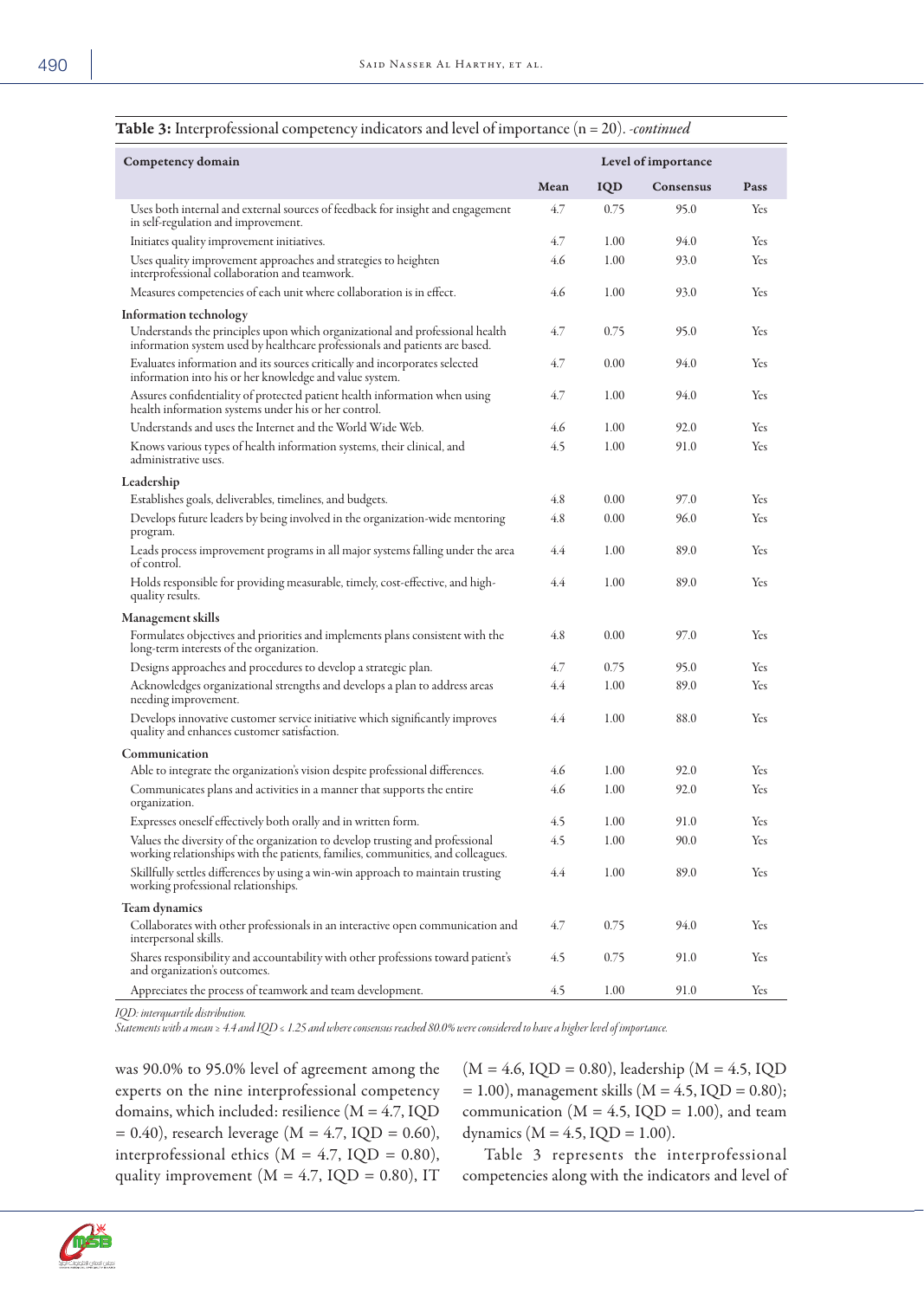**Table 3:** Interprofessional competency indicators and level of importance (n = 20). *-continued*

| Competency domain | Level of importance | | | |
|---|---|---|---|---|
| | Mean | IQD | Consensus | Pass |
| Uses both internal and external sources of feedback for insight and engagement in self-regulation and improvement. | 4.7 | 0.75 | 95.0 | Yes |
| Initiates quality improvement initiatives. | 4.7 | 1.00 | 94.0 | Yes |
| Uses quality improvement approaches and strategies to heighten interprofessional collaboration and teamwork. | 4.6 | 1.00 | 93.0 | Yes |
| Measures competencies of each unit where collaboration is in effect. | 4.6 | 1.00 | 93.0 | Yes |
| **Information technology** | | | | |
| Understands the principles upon which organizational and professional health information system used by healthcare professionals and patients are based. | 4.7 | 0.75 | 95.0 | Yes |
| Evaluates information and its sources critically and incorporates selected information into his or her knowledge and value system. | 4.7 | 0.00 | 94.0 | Yes |
| Assures confidentiality of protected patient health information when using health information systems under his or her control. | 4.7 | 1.00 | 94.0 | Yes |
| Understands and uses the Internet and the World Wide Web. | 4.6 | 1.00 | 92.0 | Yes |
| Knows various types of health information systems, their clinical, and administrative uses. | 4.5 | 1.00 | 91.0 | Yes |
| **Leadership** | | | | |
| Establishes goals, deliverables, timelines, and budgets. | 4.8 | 0.00 | 97.0 | Yes |
| Develops future leaders by being involved in the organization-wide mentoring program. | 4.8 | 0.00 | 96.0 | Yes |
| Leads process improvement programs in all major systems falling under the area of control. | 4.4 | 1.00 | 89.0 | Yes |
| Holds responsible for providing measurable, timely, cost-effective, and high-quality results. | 4.4 | 1.00 | 89.0 | Yes |
| **Management skills** | | | | |
| Formulates objectives and priorities and implements plans consistent with the long-term interests of the organization. | 4.8 | 0.00 | 97.0 | Yes |
| Designs approaches and procedures to develop a strategic plan. | 4.7 | 0.75 | 95.0 | Yes |
| Acknowledges organizational strengths and develops a plan to address areas needing improvement. | 4.4 | 1.00 | 89.0 | Yes |
| Develops innovative customer service initiative which significantly improves quality and enhances customer satisfaction. | 4.4 | 1.00 | 88.0 | Yes |
| **Communication** | | | | |
| Able to integrate the organization's vision despite professional differences. | 4.6 | 1.00 | 92.0 | Yes |
| Communicates plans and activities in a manner that supports the entire organization. | 4.6 | 1.00 | 92.0 | Yes |
| Expresses oneself effectively both orally and in written form. | 4.5 | 1.00 | 91.0 | Yes |
| Values the diversity of the organization to develop trusting and professional working relationships with the patients, families, communities, and colleagues. | 4.5 | 1.00 | 90.0 | Yes |
| Skillfully settles differences by using a win-win approach to maintain trusting working professional relationships. | 4.4 | 1.00 | 89.0 | Yes |
| **Team dynamics** | | | | |
| Collaborates with other professionals in an interactive open communication and interpersonal skills. | 4.7 | 0.75 | 94.0 | Yes |
| Shares responsibility and accountability with other professions toward patient's and organization's outcomes. | 4.5 | 0.75 | 91.0 | Yes |
| Appreciates the process of teamwork and team development. | 4.5 | 1.00 | 91.0 | Yes |

*IQD: interquartile distribution.*
*Statements with a mean ≥ 4.4 and IQD ≤ 1.25 and where consensus reached 80.0% were considered to have a higher level of importance.*

was 90.0% to 95.0% level of agreement among the experts on the nine interprofessional competency domains, which included: resilience (M = 4.7, IQD = 0.40), research leverage (M = 4.7, IQD = 0.60), interprofessional ethics (M = 4.7, IQD = 0.80), quality improvement (M = 4.7, IQD = 0.80), IT (M = 4.6, IQD = 0.80), leadership (M = 4.5, IQD = 1.00), management skills (M = 4.5, IQD = 0.80); communication (M = 4.5, IQD = 1.00), and team dynamics (M = 4.5, IQD = 1.00).

Table 3 represents the interprofessional competencies along with the indicators and level of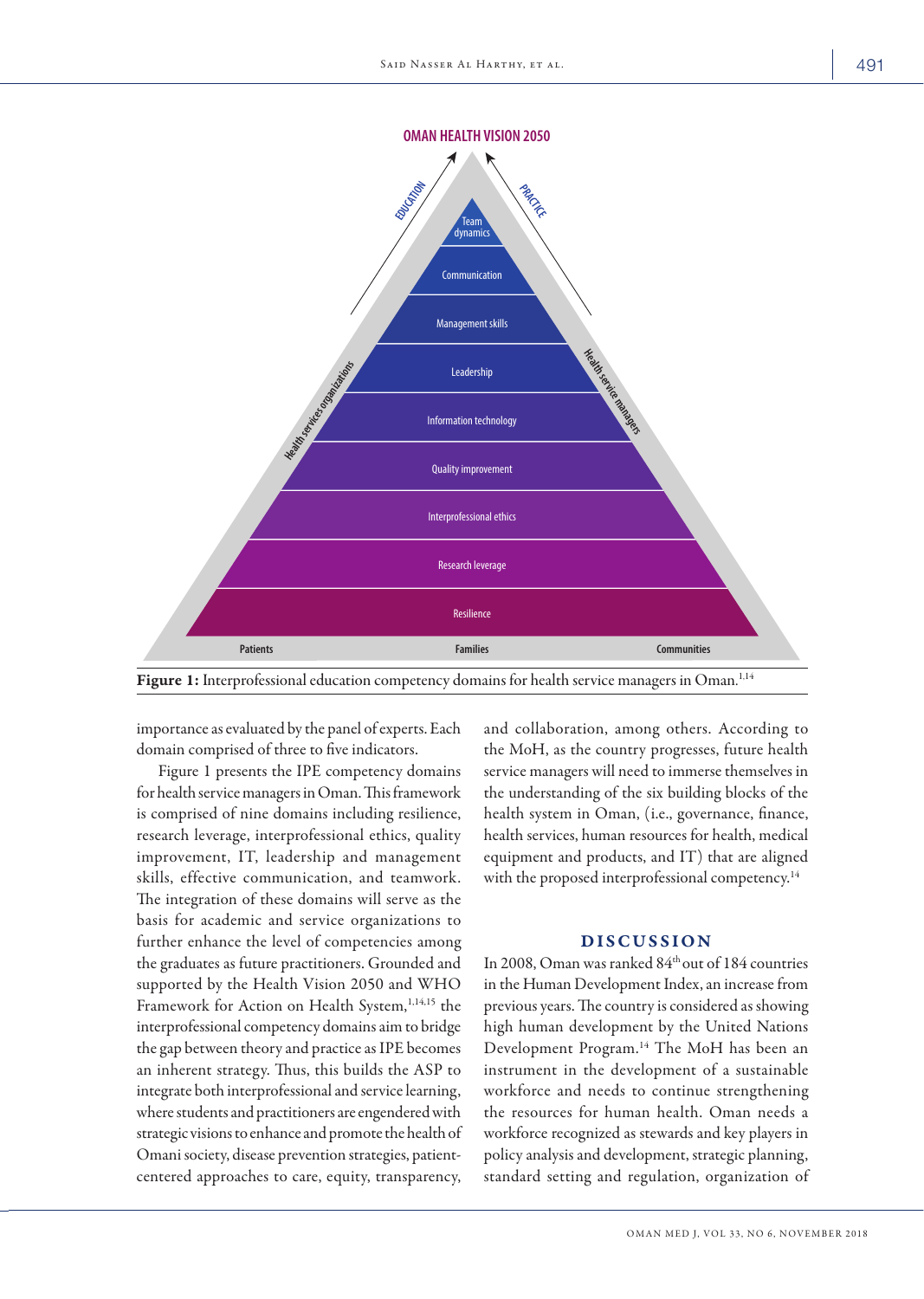OMAN HEALTH VISION 2050

EDUCATION

PRACTICE

Team dynamics

Communication

Management skills

Leadership

Information technology

Quality improvement

Interprofessional ethics

Research leverage

Resilience

Health services organizations

Health service managers

Patients

Families

Communities

**Figure 1:** Interprofessional education competency domains for health service managers in Oman.[1,14]

importance as evaluated by the panel of experts. Each domain comprised of three to five indicators.

Figure 1 presents the IPE competency domains for health service managers in Oman. This framework is comprised of nine domains including resilience, research leverage, interprofessional ethics, quality improvement, IT, leadership and management skills, effective communication, and teamwork. The integration of these domains will serve as the basis for academic and service organizations to further enhance the level of competencies among the graduates as future practitioners. Grounded and supported by the Health Vision 2050 and WHO Framework for Action on Health System,[1,14,15] the interprofessional competency domains aim to bridge the gap between theory and practice as IPE becomes an inherent strategy. Thus, this builds the ASP to integrate both interprofessional and service learning, where students and practitioners are engendered with strategic visions to enhance and promote the health of Omani society, disease prevention strategies, patient-centered approaches to care, equity, transparency, and collaboration, among others. According to the MoH, as the country progresses, future health service managers will need to immerse themselves in the understanding of the six building blocks of the health system in Oman, (i.e., governance, finance, health services, human resources for health, medical equipment and products, and IT) that are aligned with the proposed interprofessional competency.[14]

## DISCUSSION

In 2008, Oman was ranked 84th out of 184 countries in the Human Development Index, an increase from previous years. The country is considered as showing high human development by the United Nations Development Program.[14] The MoH has been an instrument in the development of a sustainable workforce and needs to continue strengthening the resources for human health. Oman needs a workforce recognized as stewards and key players in policy analysis and development, strategic planning, standard setting and regulation, organization of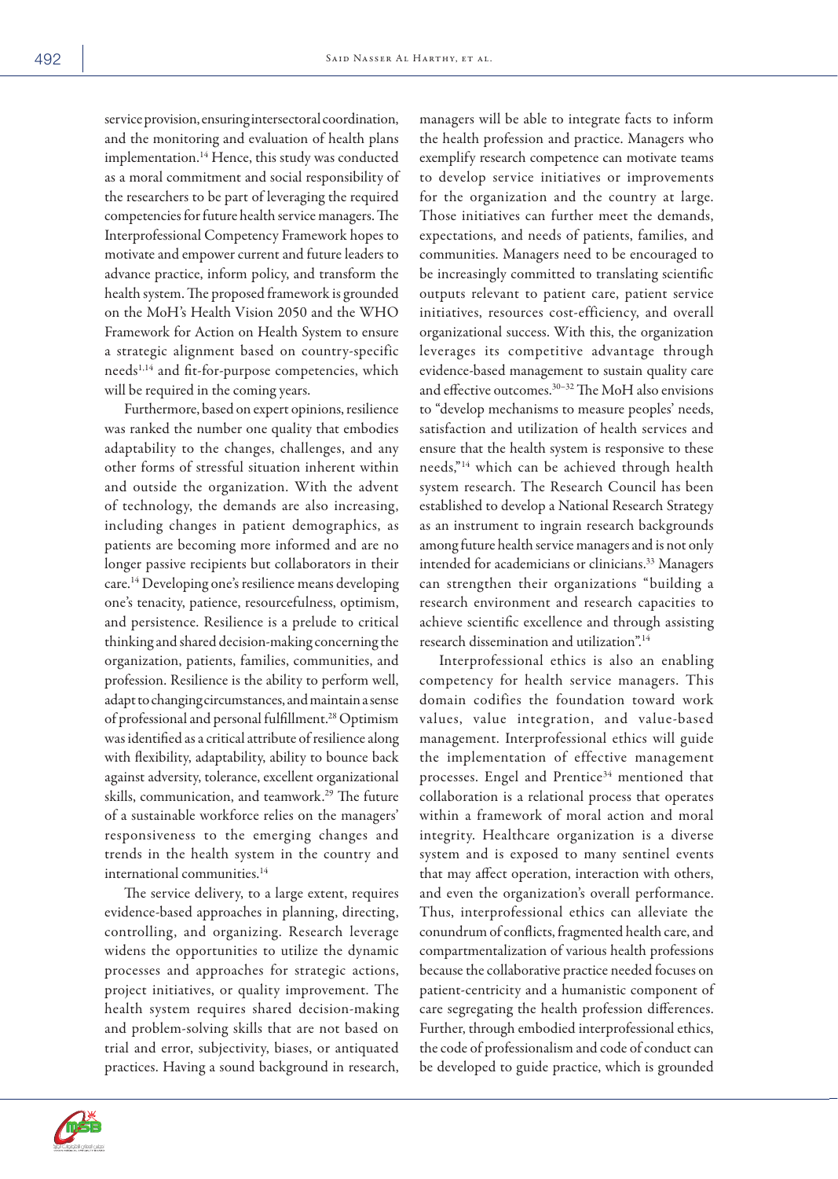service provision, ensuring intersectoral coordination, and the monitoring and evaluation of health plans implementation.[14] Hence, this study was conducted as a moral commitment and social responsibility of the researchers to be part of leveraging the required competencies for future health service managers. The Interprofessional Competency Framework hopes to motivate and empower current and future leaders to advance practice, inform policy, and transform the health system. The proposed framework is grounded on the MoH's Health Vision 2050 and the WHO Framework for Action on Health System to ensure a strategic alignment based on country-specific needs[1,14] and fit-for-purpose competencies, which will be required in the coming years.

Furthermore, based on expert opinions, resilience was ranked the number one quality that embodies adaptability to the changes, challenges, and any other forms of stressful situation inherent within and outside the organization. With the advent of technology, the demands are also increasing, including changes in patient demographics, as patients are becoming more informed and are no longer passive recipients but collaborators in their care.[14] Developing one's resilience means developing one's tenacity, patience, resourcefulness, optimism, and persistence. Resilience is a prelude to critical thinking and shared decision-making concerning the organization, patients, families, communities, and profession. Resilience is the ability to perform well, adapt to changing circumstances, and maintain a sense of professional and personal fulfillment.[28] Optimism was identified as a critical attribute of resilience along with flexibility, adaptability, ability to bounce back against adversity, tolerance, excellent organizational skills, communication, and teamwork.[29] The future of a sustainable workforce relies on the managers' responsiveness to the emerging changes and trends in the health system in the country and international communities.[14]

The service delivery, to a large extent, requires evidence-based approaches in planning, directing, controlling, and organizing. Research leverage widens the opportunities to utilize the dynamic processes and approaches for strategic actions, project initiatives, or quality improvement. The health system requires shared decision-making and problem-solving skills that are not based on trial and error, subjectivity, biases, or antiquated practices. Having a sound background in research, managers will be able to integrate facts to inform the health profession and practice. Managers who exemplify research competence can motivate teams to develop service initiatives or improvements for the organization and the country at large. Those initiatives can further meet the demands, expectations, and needs of patients, families, and communities. Managers need to be encouraged to be increasingly committed to translating scientific outputs relevant to patient care, patient service initiatives, resources cost-efficiency, and overall organizational success. With this, the organization leverages its competitive advantage through evidence-based management to sustain quality care and effective outcomes.[30–32] The MoH also envisions to "develop mechanisms to measure peoples' needs, satisfaction and utilization of health services and ensure that the health system is responsive to these needs,"[14] which can be achieved through health system research. The Research Council has been established to develop a National Research Strategy as an instrument to ingrain research backgrounds among future health service managers and is not only intended for academicians or clinicians.[33] Managers can strengthen their organizations "building a research environment and research capacities to achieve scientific excellence and through assisting research dissemination and utilization".[14]

Interprofessional ethics is also an enabling competency for health service managers. This domain codifies the foundation toward work values, value integration, and value-based management. Interprofessional ethics will guide the implementation of effective management processes. Engel and Prentice[34] mentioned that collaboration is a relational process that operates within a framework of moral action and moral integrity. Healthcare organization is a diverse system and is exposed to many sentinel events that may affect operation, interaction with others, and even the organization's overall performance. Thus, interprofessional ethics can alleviate the conundrum of conflicts, fragmented health care, and compartmentalization of various health professions because the collaborative practice needed focuses on patient-centricity and a humanistic component of care segregating the health profession differences. Further, through embodied interprofessional ethics, the code of professionalism and code of conduct can be developed to guide practice, which is grounded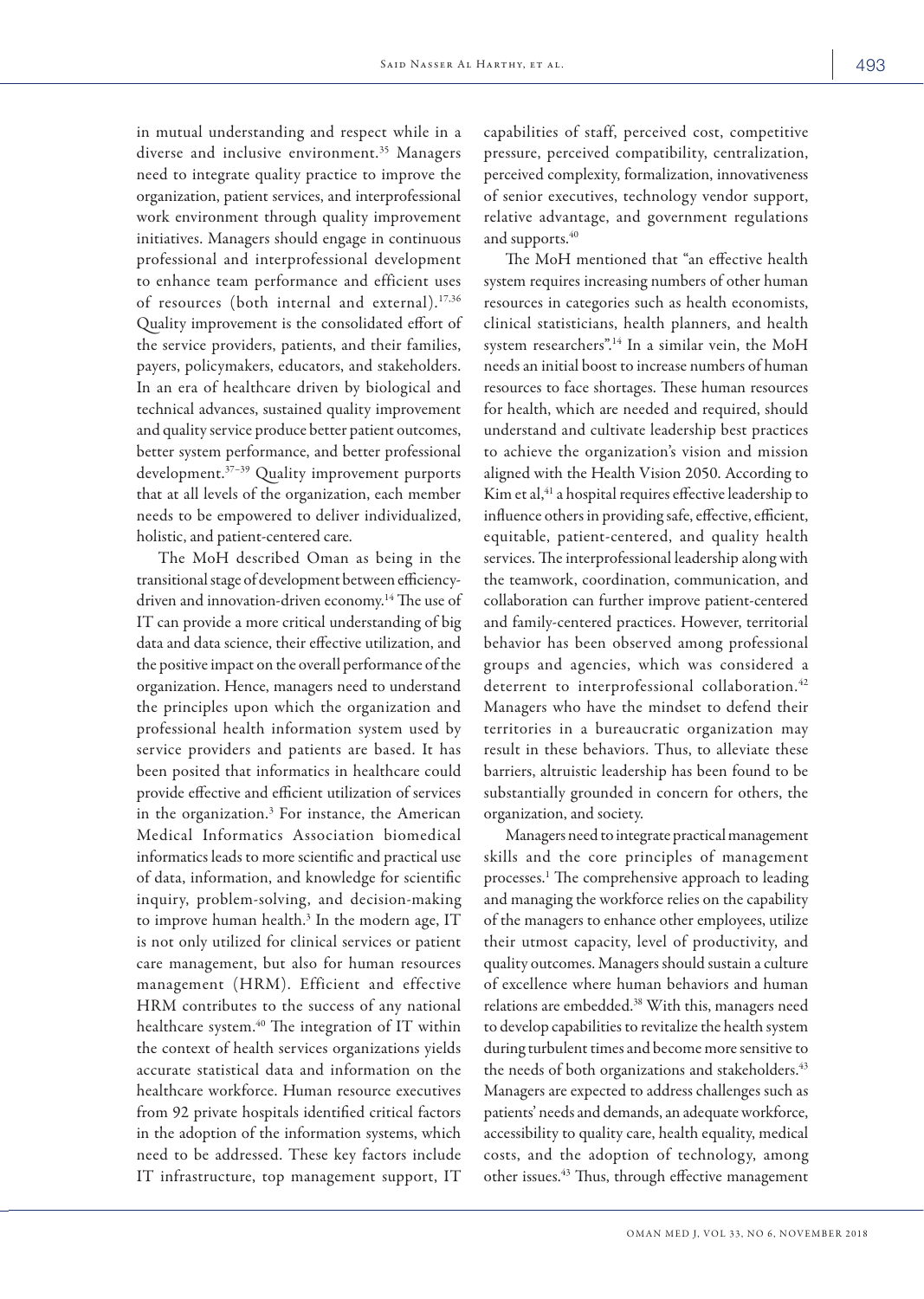in mutual understanding and respect while in a diverse and inclusive environment.[35] Managers need to integrate quality practice to improve the organization, patient services, and interprofessional work environment through quality improvement initiatives. Managers should engage in continuous professional and interprofessional development to enhance team performance and efficient uses of resources (both internal and external).[17,36] Quality improvement is the consolidated effort of the service providers, patients, and their families, payers, policymakers, educators, and stakeholders. In an era of healthcare driven by biological and technical advances, sustained quality improvement and quality service produce better patient outcomes, better system performance, and better professional development.[37–39] Quality improvement purports that at all levels of the organization, each member needs to be empowered to deliver individualized, holistic, and patient-centered care.

The MoH described Oman as being in the transitional stage of development between efficiency-driven and innovation-driven economy.[14] The use of IT can provide a more critical understanding of big data and data science, their effective utilization, and the positive impact on the overall performance of the organization. Hence, managers need to understand the principles upon which the organization and professional health information system used by service providers and patients are based. It has been posited that informatics in healthcare could provide effective and efficient utilization of services in the organization.[3] For instance, the American Medical Informatics Association biomedical informatics leads to more scientific and practical use of data, information, and knowledge for scientific inquiry, problem-solving, and decision-making to improve human health.[3] In the modern age, IT is not only utilized for clinical services or patient care management, but also for human resources management (HRM). Efficient and effective HRM contributes to the success of any national healthcare system.[40] The integration of IT within the context of health services organizations yields accurate statistical data and information on the healthcare workforce. Human resource executives from 92 private hospitals identified critical factors in the adoption of the information systems, which need to be addressed. These key factors include IT infrastructure, top management support, IT capabilities of staff, perceived cost, competitive pressure, perceived compatibility, centralization, perceived complexity, formalization, innovativeness of senior executives, technology vendor support, relative advantage, and government regulations and supports.[40]

The MoH mentioned that "an effective health system requires increasing numbers of other human resources in categories such as health economists, clinical statisticians, health planners, and health system researchers".[14] In a similar vein, the MoH needs an initial boost to increase numbers of human resources to face shortages. These human resources for health, which are needed and required, should understand and cultivate leadership best practices to achieve the organization's vision and mission aligned with the Health Vision 2050. According to Kim et al,[41] a hospital requires effective leadership to influence others in providing safe, effective, efficient, equitable, patient-centered, and quality health services. The interprofessional leadership along with the teamwork, coordination, communication, and collaboration can further improve patient-centered and family-centered practices. However, territorial behavior has been observed among professional groups and agencies, which was considered a deterrent to interprofessional collaboration.[42] Managers who have the mindset to defend their territories in a bureaucratic organization may result in these behaviors. Thus, to alleviate these barriers, altruistic leadership has been found to be substantially grounded in concern for others, the organization, and society.

Managers need to integrate practical management skills and the core principles of management processes.[1] The comprehensive approach to leading and managing the workforce relies on the capability of the managers to enhance other employees, utilize their utmost capacity, level of productivity, and quality outcomes. Managers should sustain a culture of excellence where human behaviors and human relations are embedded.[38] With this, managers need to develop capabilities to revitalize the health system during turbulent times and become more sensitive to the needs of both organizations and stakeholders.[43] Managers are expected to address challenges such as patients' needs and demands, an adequate workforce, accessibility to quality care, health equality, medical costs, and the adoption of technology, among other issues.[43] Thus, through effective management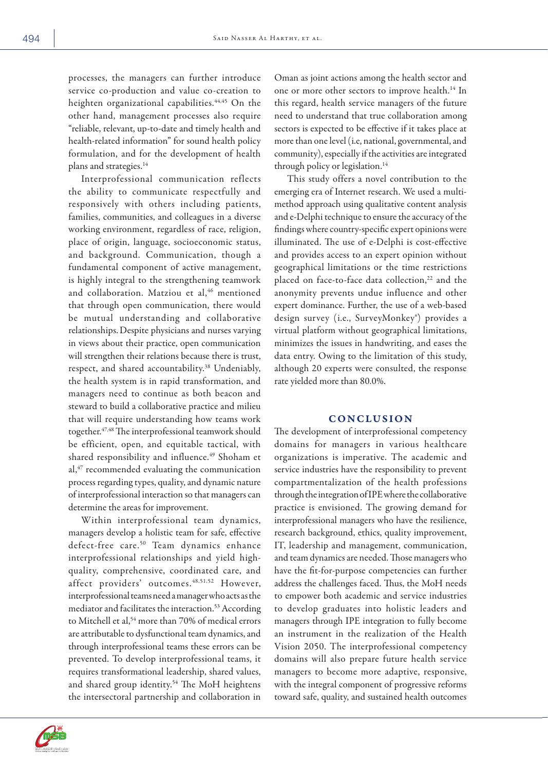processes, the managers can further introduce service co-production and value co-creation to heighten organizational capabilities.[44,45] On the other hand, management processes also require "reliable, relevant, up-to-date and timely health and health-related information" for sound health policy formulation, and for the development of health plans and strategies.[14]

Interprofessional communication reflects the ability to communicate respectfully and responsively with others including patients, families, communities, and colleagues in a diverse working environment, regardless of race, religion, place of origin, language, socioeconomic status, and background. Communication, though a fundamental component of active management, is highly integral to the strengthening teamwork and collaboration. Matziou et al,[46] mentioned that through open communication, there would be mutual understanding and collaborative relationships. Despite physicians and nurses varying in views about their practice, open communication will strengthen their relations because there is trust, respect, and shared accountability.[38] Undeniably, the health system is in rapid transformation, and managers need to continue as both beacon and steward to build a collaborative practice and milieu that will require understanding how teams work together.[47,48] The interprofessional teamwork should be efficient, open, and equitable tactical, with shared responsibility and influence.[49] Shoham et al,[47] recommended evaluating the communication process regarding types, quality, and dynamic nature of interprofessional interaction so that managers can determine the areas for improvement.

Within interprofessional team dynamics, managers develop a holistic team for safe, effective defect-free care.[50] Team dynamics enhance interprofessional relationships and yield high-quality, comprehensive, coordinated care, and affect providers' outcomes.[48,51,52] However, interprofessional teams need a manager who acts as the mediator and facilitates the interaction.[53] According to Mitchell et al,[54] more than 70% of medical errors are attributable to dysfunctional team dynamics, and through interprofessional teams these errors can be prevented. To develop interprofessional teams, it requires transformational leadership, shared values, and shared group identity.[54] The MoH heightens the intersectoral partnership and collaboration in Oman as joint actions among the health sector and one or more other sectors to improve health.[14] In this regard, health service managers of the future need to understand that true collaboration among sectors is expected to be effective if it takes place at more than one level (i.e, national, governmental, and community), especially if the activities are integrated through policy or legislation.[14]

This study offers a novel contribution to the emerging era of Internet research. We used a multi-method approach using qualitative content analysis and e-Delphi technique to ensure the accuracy of the findings where country-specific expert opinions were illuminated. The use of e-Delphi is cost-effective and provides access to an expert opinion without geographical limitations or the time restrictions placed on face-to-face data collection,[22] and the anonymity prevents undue influence and other expert dominance. Further, the use of a web-based design survey (i.e., SurveyMonkey®) provides a virtual platform without geographical limitations, minimizes the issues in handwriting, and eases the data entry. Owing to the limitation of this study, although 20 experts were consulted, the response rate yielded more than 80.0%.

## CONCLUSION

The development of interprofessional competency domains for managers in various healthcare organizations is imperative. The academic and service industries have the responsibility to prevent compartmentalization of the health professions through the integration of IPE where the collaborative practice is envisioned. The growing demand for interprofessional managers who have the resilience, research background, ethics, quality improvement, IT, leadership and management, communication, and team dynamics are needed. Those managers who have the fit-for-purpose competencies can further address the challenges faced. Thus, the MoH needs to empower both academic and service industries to develop graduates into holistic leaders and managers through IPE integration to fully become an instrument in the realization of the Health Vision 2050. The interprofessional competency domains will also prepare future health service managers to become more adaptive, responsive, with the integral component of progressive reforms toward safe, quality, and sustained health outcomes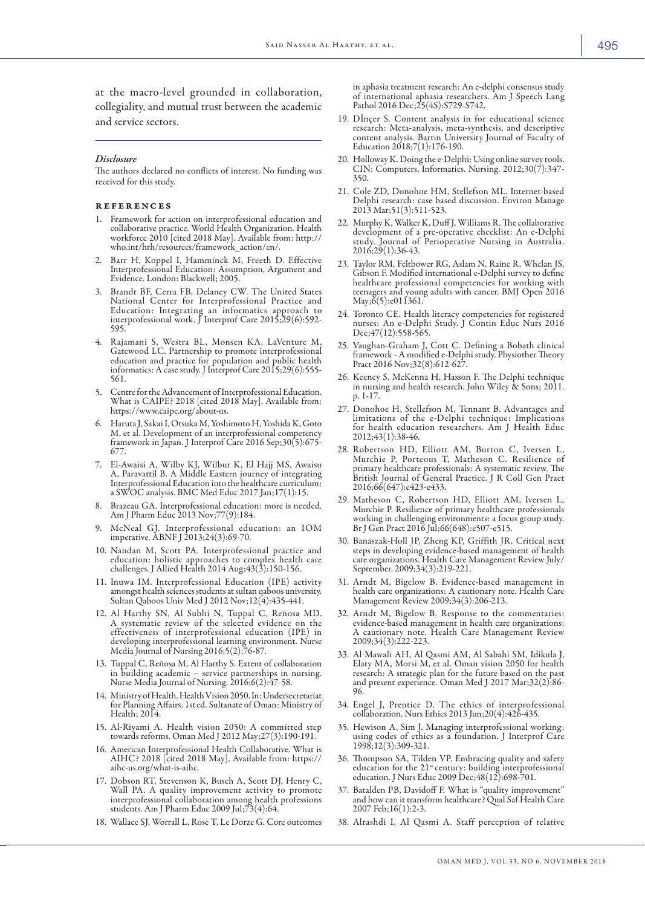at the macro-level grounded in collaboration, collegiality, and mutual trust between the academic and service sectors.

### *Disclosure*

The authors declared no conflicts of interest. No funding was received for this study.

### REFERENCES

1. Framework for action on interprofessional education and collaborative practice. World Health Organization. Health workforce 2010 [cited 2018 May]. Available from: http://who.int/hrh/resources/framework_action/en/.
2. Barr H, Koppel I, Hamminck M, Freeth D. Effective Interprofessional Education: Assumption, Argument and Evidence. London: Blackwell; 2005.
3. Brandt BF, Cerra FB, Delaney CW. The United States National Center for Interprofessional Practice and Education: Integrating an informatics approach to interprofessional work. J Interprof Care 2015;29(6):592-595.
4. Rajamani S, Westra BL, Monsen KA, LaVenture M, Gatewood LC. Partnership to promote interprofessional education and practice for population and public health informatics: A case study. J Interprof Care 2015;29(6):555-561.
5. Centre for the Advancement of Interprofessional Education. What is CAIPE? 2018 [cited 2018 May]. Available from: https://www.caipe.org/about-us.
6. Haruta J, Sakai I, Otsuka M, Yoshimoto H, Yoshida K, Goto M, et al. Development of an interprofessional competency framework in Japan. J Interprof Care 2016 Sep;30(5):675-677.
7. El-Awaisi A, Wilby KJ, Wilbur K, El Hajj MS, Awaisu A, Paravattil B. A Middle Eastern journey of integrating Interprofessional Education into the healthcare curriculum: a SWOC analysis. BMC Med Educ 2017 Jan;17(1):15.
8. Brazeau GA. Interprofessional education: more is needed. Am J Pharm Educ 2013 Nov;77(9):184.
9. McNeal GJ. Interprofessional education: an IOM imperative. ABNF J 2013;24(3):69-70.
10. Nandan M, Scott PA. Interprofessional practice and education: holistic approaches to complex health care challenges. J Allied Health 2014 Aug;43(3):150-156.
11. Inuwa IM. Interprofessional Education (IPE) activity amongst health sciences students at sultan qaboos university. Sultan Qaboos Univ Med J 2012 Nov;12(4):435-441.
12. Al Harthy SN, Al Subhi N, Tuppal C, Reñosa MD. A systematic review of the selected evidence on the effectiveness of interprofessional education (IPE) in developing interprofessional learning environment. Nurse Media Journal of Nursing 2016;5(2):76-87.
13. Tuppal C, Reñosa M, Al Harthy S. Extent of collaboration in building academic – service partnerships in nursing. Nurse Media Journal of Nursing. 2016;6(2):47-58.
14. Ministry of Health. Health Vision 2050. In: Undersecretariat for Planning Affairs. 1st ed. Sultanate of Oman: Ministry of Health; 2014.
15. Al-Riyami A. Health vision 2050: A committed step towards reforms. Oman Med J 2012 May;27(3):190-191.
16. American Interprofessional Health Collaborative. What is AIHC? 2018 [cited 2018 May]. Available from: https://aihc-us.org/what-is-aihc.
17. Dobson RT, Stevenson K, Busch A, Scott DJ, Henry C, Wall PA. A quality improvement activity to promote interprofessional collaboration among health professions students. Am J Pharm Educ 2009 Jul;73(4):64.
18. Wallace SJ, Worrall L, Rose T, Le Dorze G. Core outcomes in aphasia treatment research: An e-delphi consensus study of international aphasia researchers. Am J Speech Lang Pathol 2016 Dec;25(4S):S729-S742.
19. Dİnçer S. Content analysis in for educational science research: Meta-analysis, meta-synthesis, and descriptive content analysis. Bartın University Journal of Faculty of Education 2018;7(1):176-190.
20. Holloway K. Doing the e-Delphi: Using online survey tools. CIN: Computers, Informatics. Nursing. 2012;30(7):347-350.
21. Cole ZD, Donohoe HM, Stellefson ML. Internet-based Delphi research: case based discussion. Environ Manage 2013 Mar;51(3):511-523.
22. Murphy K, Walker K, Duff J, Williams R. The collaborative development of a pre-operative checklist: An e-Delphi study. Journal of Perioperative Nursing in Australia. 2016;29(1):36-43.
23. Taylor RM, Feltbower RG, Aslam N, Raine R, Whelan JS, Gibson F. Modified international e-Delphi survey to define healthcare professional competencies for working with teenagers and young adults with cancer. BMJ Open 2016 May;6(5):e011361.
24. Toronto CE. Health literacy competencies for registered nurses: An e-Delphi Study. J Contin Educ Nurs 2016 Dec;47(12):558-565.
25. Vaughan-Graham J, Cott C. Defining a Bobath clinical framework - A modified e-Delphi study. Physiother Theory Pract 2016 Nov;32(8):612-627.
26. Keeney S, McKenna H, Hasson F. The Delphi technique in nursing and health research. John Wiley & Sons; 2011. p. 1-17.
27. Donohoe H, Stellefson M, Tennant B. Advantages and limitations of the e-Delphi technique: Implications for health education researchers. Am J Health Educ 2012;43(1):38-46.
28. Robertson HD, Elliott AM, Burton C, Iversen L, Murchie P, Porteous T, Matheson C. Resilience of primary healthcare professionals: A systematic review. The British Journal of General Practice. J R Coll Gen Pract 2016;66(647):e423-e433.
29. Matheson C, Robertson HD, Elliott AM, Iversen L, Murchie P. Resilience of primary healthcare professionals working in challenging environments: a focus group study. Br J Gen Pract 2016 Jul;66(648):e507-e515.
30. Banaszak-Holl JP, Zheng KP, Griffith JR. Critical next steps in developing evidence-based management of health care organizations. Health Care Management Review July/September. 2009;34(3):219-221.
31. Arndt M, Bigelow B. Evidence-based management in health care organizations: A cautionary note. Health Care Management Review 2009;34(3):206-213.
32. Arndt M, Bigelow B. Response to the commentaries: evidence-based management in health care organizations: A cautionary note. Health Care Management Review 2009;34(3):222-223.
33. Al Mawali AH, Al Qasmi AM, Al Sabahi SM, Idikula J, Elaty MA, Morsi M, et al. Oman vision 2050 for health research: A strategic plan for the future based on the past and present experience. Oman Med J 2017 Mar;32(2):86-96.
34. Engel J, Prentice D. The ethics of interprofessional collaboration. Nurs Ethics 2013 Jun;20(4):426-435.
35. Hewison A, Sim J. Managing interprofessional working: using codes of ethics as a foundation. J Interprof Care 1998;12(3):309-321.
36. Thompson SA, Tilden VP. Embracing quality and safety education for the 21st century: building interprofessional education. J Nurs Educ 2009 Dec;48(12):698-701.
37. Batalden PB, Davidoff F. What is "quality improvement" and how can it transform healthcare? Qual Saf Health Care 2007 Feb;16(1):2-3.
38. Alrashdi I, Al Qasmi A. Staff perception of relative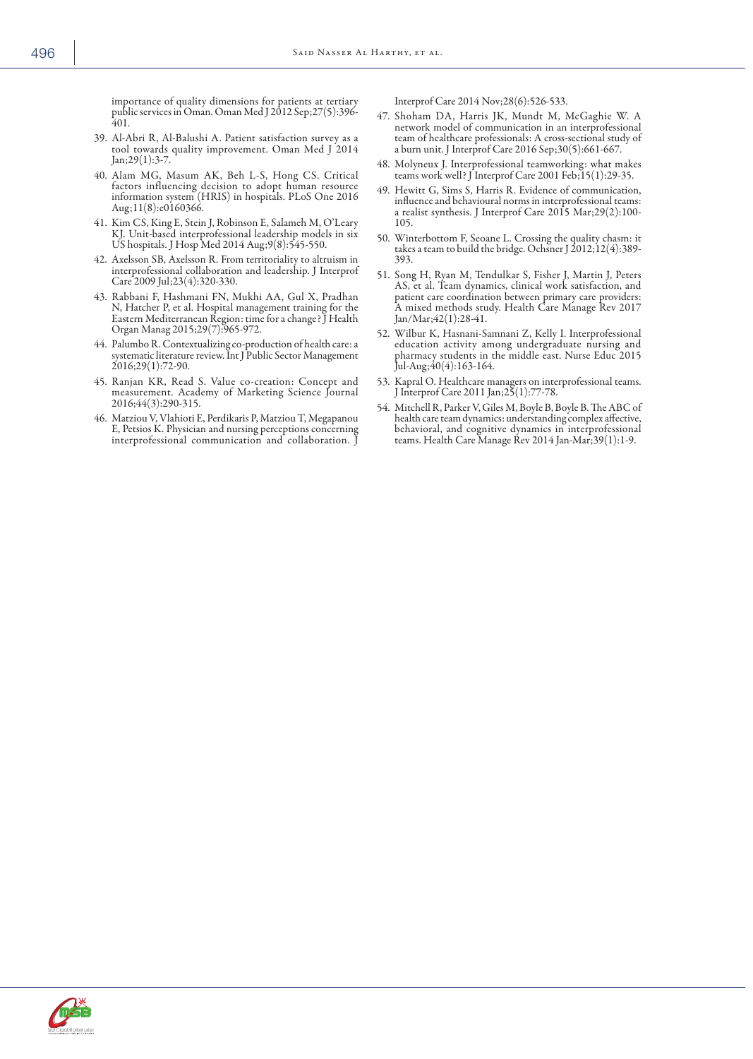importance of quality dimensions for patients at tertiary public services in Oman. Oman Med J 2012 Sep;27(5):396-401.

39. Al-Abri R, Al-Balushi A. Patient satisfaction survey as a tool towards quality improvement. Oman Med J 2014 Jan;29(1):3-7.
40. Alam MG, Masum AK, Beh L-S, Hong CS. Critical factors influencing decision to adopt human resource information system (HRIS) in hospitals. PLoS One 2016 Aug;11(8):e0160366.
41. Kim CS, King E, Stein J, Robinson E, Salameh M, O'Leary KJ. Unit-based interprofessional leadership models in six US hospitals. J Hosp Med 2014 Aug;9(8):545-550.
42. Axelsson SB, Axelsson R. From territoriality to altruism in interprofessional collaboration and leadership. J Interprof Care 2009 Jul;23(4):320-330.
43. Rabbani F, Hashmani FN, Mukhi AA, Gul X, Pradhan N, Hatcher P, et al. Hospital management training for the Eastern Mediterranean Region: time for a change? J Health Organ Manag 2015;29(7):965-972.
44. Palumbo R. Contextualizing co-production of health care: a systematic literature review. Int J Public Sector Management 2016;29(1):72-90.
45. Ranjan KR, Read S. Value co-creation: Concept and measurement. Academy of Marketing Science Journal 2016;44(3):290-315.
46. Matziou V, Vlahioti E, Perdikaris P, Matziou T, Megapanou E, Petsios K. Physician and nursing perceptions concerning interprofessional communication and collaboration. J Interprof Care 2014 Nov;28(6):526-533.
47. Shoham DA, Harris JK, Mundt M, McGaghie W. A network model of communication in an interprofessional team of healthcare professionals: A cross-sectional study of a burn unit. J Interprof Care 2016 Sep;30(5):661-667.
48. Molyneux J. Interprofessional teamworking: what makes teams work well? J Interprof Care 2001 Feb;15(1):29-35.
49. Hewitt G, Sims S, Harris R. Evidence of communication, influence and behavioural norms in interprofessional teams: a realist synthesis. J Interprof Care 2015 Mar;29(2):100-105.
50. Winterbottom F, Seoane L. Crossing the quality chasm: it takes a team to build the bridge. Ochsner J 2012;12(4):389-393.
51. Song H, Ryan M, Tendulkar S, Fisher J, Martin J, Peters AS, et al. Team dynamics, clinical work satisfaction, and patient care coordination between primary care providers: A mixed methods study. Health Care Manage Rev 2017 Jan/Mar;42(1):28-41.
52. Wilbur K, Hasnani-Samnani Z, Kelly I. Interprofessional education activity among undergraduate nursing and pharmacy students in the middle east. Nurse Educ 2015 Jul-Aug;40(4):163-164.
53. Kapral O. Healthcare managers on interprofessional teams. J Interprof Care 2011 Jan;25(1):77-78.
54. Mitchell R, Parker V, Giles M, Boyle B, Boyle B. The ABC of health care team dynamics: understanding complex affective, behavioral, and cognitive dynamics in interprofessional teams. Health Care Manage Rev 2014 Jan-Mar;39(1):1-9.